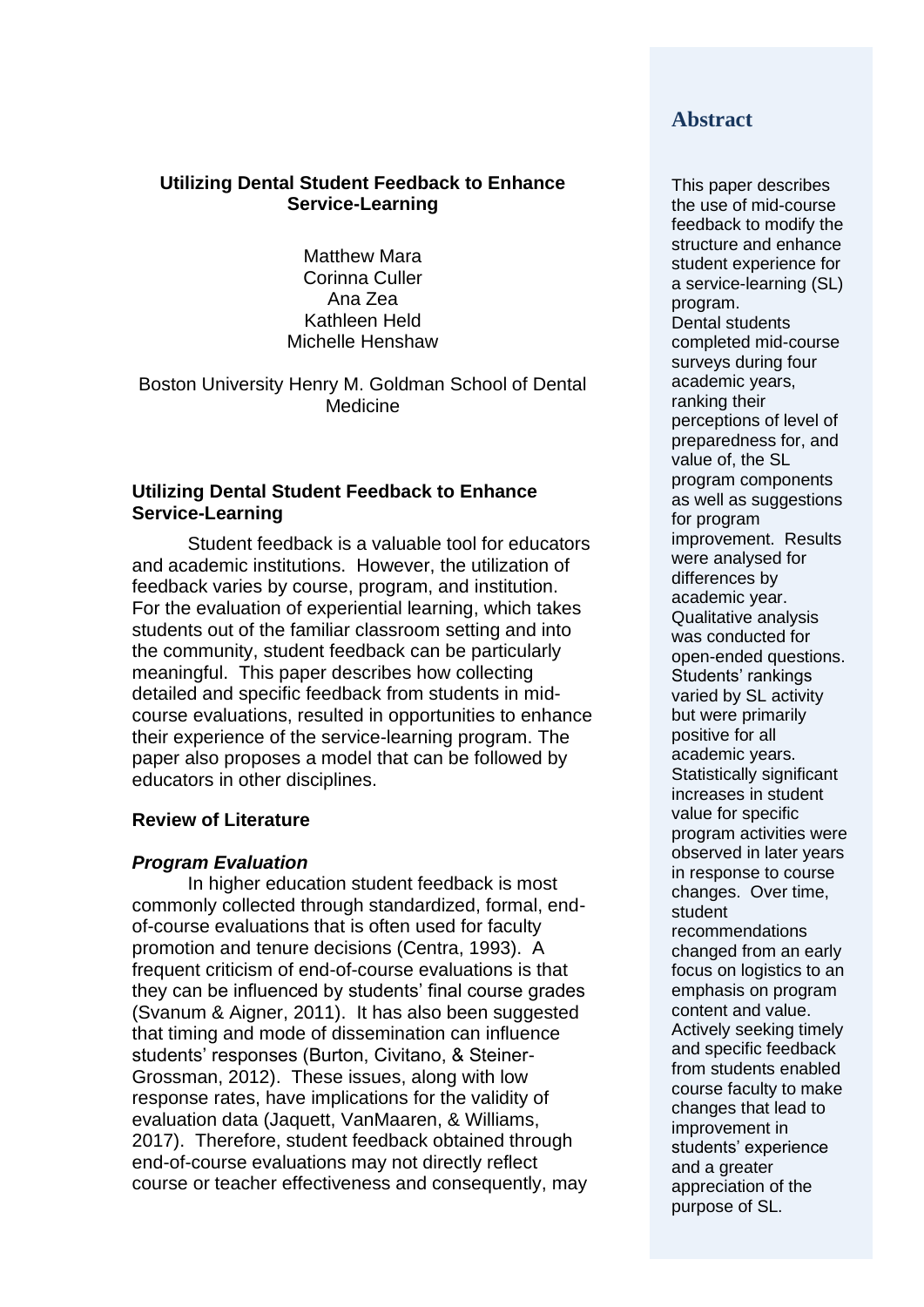# Utilizing Dental Student Feedback to Enhance Service-Learning

Matthew Mara
Corinna Culler
Ana Zea
Kathleen Held
Michelle Henshaw

Boston University Henry M. Goldman School of Dental Medicine

## Abstract

This paper describes the use of mid-course feedback to modify the structure and enhance student experience for a service-learning (SL) program. Dental students completed mid-course surveys during four academic years, ranking their perceptions of level of preparedness for, and value of, the SL program components as well as suggestions for program improvement. Results were analysed for differences by academic year. Qualitative analysis was conducted for open-ended questions. Students' rankings varied by SL activity but were primarily positive for all academic years. Statistically significant increases in student value for specific program activities were observed in later years in response to course changes. Over time, student recommendations changed from an early focus on logistics to an emphasis on program content and value. Actively seeking timely and specific feedback from students enabled course faculty to make changes that lead to improvement in students' experience and a greater appreciation of the purpose of SL.

## Utilizing Dental Student Feedback to Enhance Service-Learning

Student feedback is a valuable tool for educators and academic institutions. However, the utilization of feedback varies by course, program, and institution. For the evaluation of experiential learning, which takes students out of the familiar classroom setting and into the community, student feedback can be particularly meaningful. This paper describes how collecting detailed and specific feedback from students in mid-course evaluations, resulted in opportunities to enhance their experience of the service-learning program. The paper also proposes a model that can be followed by educators in other disciplines.

## Review of Literature

### *Program Evaluation*

In higher education student feedback is most commonly collected through standardized, formal, end-of-course evaluations that is often used for faculty promotion and tenure decisions (Centra, 1993). A frequent criticism of end-of-course evaluations is that they can be influenced by students' final course grades (Svanum & Aigner, 2011). It has also been suggested that timing and mode of dissemination can influence students' responses (Burton, Civitano, & Steiner-Grossman, 2012). These issues, along with low response rates, have implications for the validity of evaluation data (Jaquett, VanMaaren, & Williams, 2017). Therefore, student feedback obtained through end-of-course evaluations may not directly reflect course or teacher effectiveness and consequently, may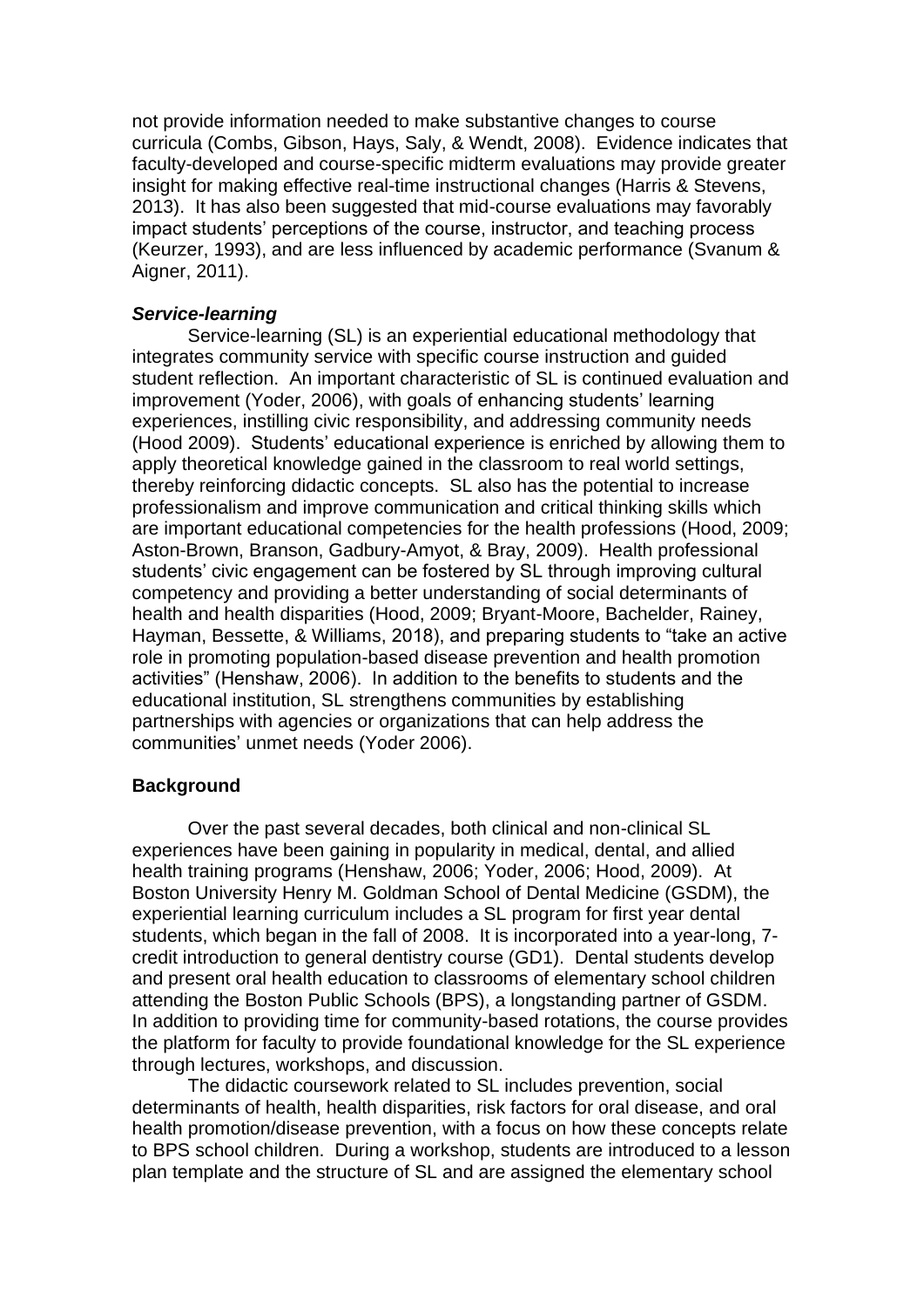not provide information needed to make substantive changes to course curricula (Combs, Gibson, Hays, Saly, & Wendt, 2008). Evidence indicates that faculty-developed and course-specific midterm evaluations may provide greater insight for making effective real-time instructional changes (Harris & Stevens, 2013). It has also been suggested that mid-course evaluations may favorably impact students' perceptions of the course, instructor, and teaching process (Keurzer, 1993), and are less influenced by academic performance (Svanum & Aigner, 2011).

### *Service-learning*

Service-learning (SL) is an experiential educational methodology that integrates community service with specific course instruction and guided student reflection. An important characteristic of SL is continued evaluation and improvement (Yoder, 2006), with goals of enhancing students' learning experiences, instilling civic responsibility, and addressing community needs (Hood 2009). Students' educational experience is enriched by allowing them to apply theoretical knowledge gained in the classroom to real world settings, thereby reinforcing didactic concepts. SL also has the potential to increase professionalism and improve communication and critical thinking skills which are important educational competencies for the health professions (Hood, 2009; Aston-Brown, Branson, Gadbury-Amyot, & Bray, 2009). Health professional students' civic engagement can be fostered by SL through improving cultural competency and providing a better understanding of social determinants of health and health disparities (Hood, 2009; Bryant-Moore, Bachelder, Rainey, Hayman, Bessette, & Williams, 2018), and preparing students to "take an active role in promoting population-based disease prevention and health promotion activities" (Henshaw, 2006). In addition to the benefits to students and the educational institution, SL strengthens communities by establishing partnerships with agencies or organizations that can help address the communities' unmet needs (Yoder 2006).

## Background

Over the past several decades, both clinical and non-clinical SL experiences have been gaining in popularity in medical, dental, and allied health training programs (Henshaw, 2006; Yoder, 2006; Hood, 2009). At Boston University Henry M. Goldman School of Dental Medicine (GSDM), the experiential learning curriculum includes a SL program for first year dental students, which began in the fall of 2008. It is incorporated into a year-long, 7-credit introduction to general dentistry course (GD1). Dental students develop and present oral health education to classrooms of elementary school children attending the Boston Public Schools (BPS), a longstanding partner of GSDM. In addition to providing time for community-based rotations, the course provides the platform for faculty to provide foundational knowledge for the SL experience through lectures, workshops, and discussion.

The didactic coursework related to SL includes prevention, social determinants of health, health disparities, risk factors for oral disease, and oral health promotion/disease prevention, with a focus on how these concepts relate to BPS school children. During a workshop, students are introduced to a lesson plan template and the structure of SL and are assigned the elementary school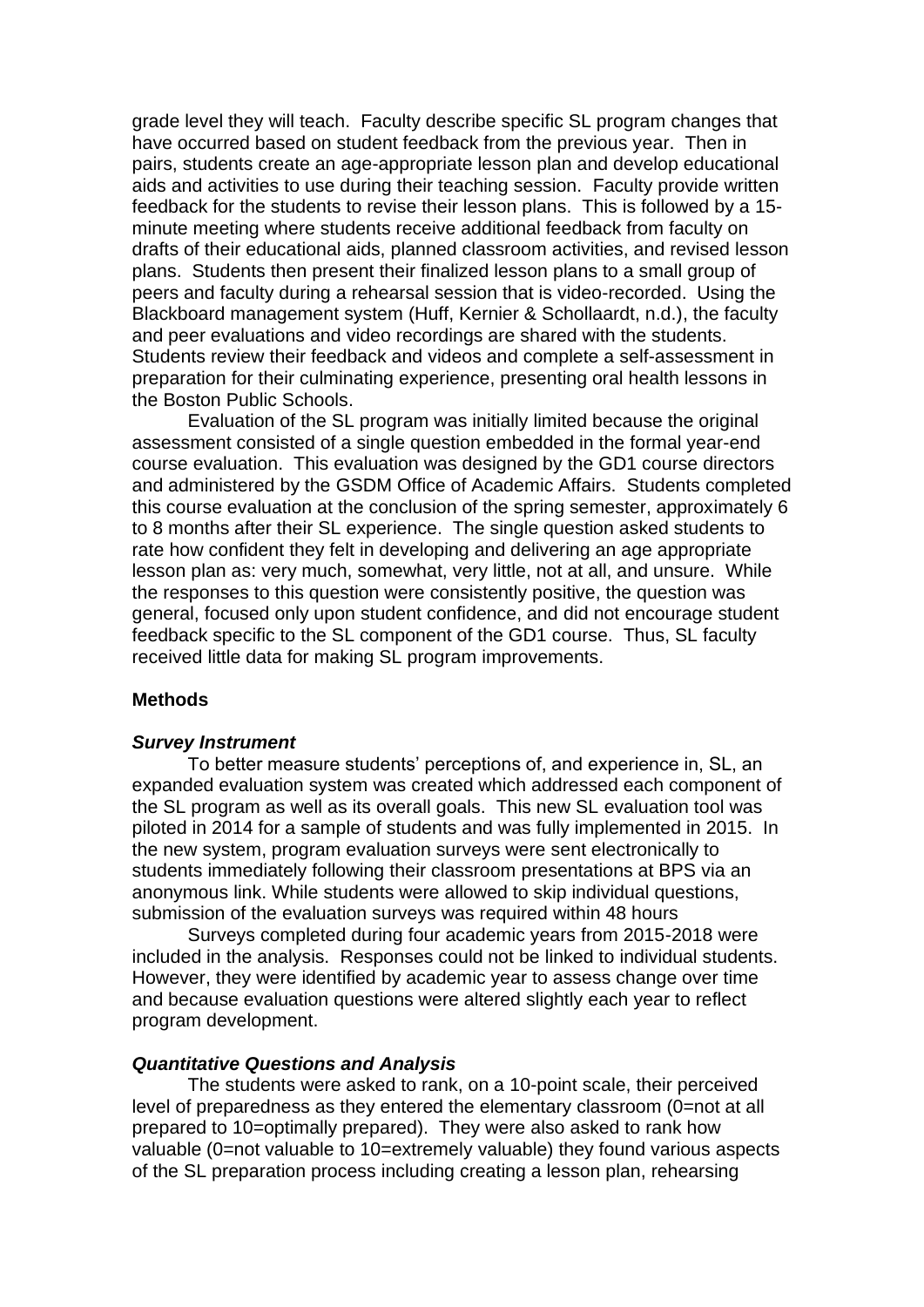grade level they will teach. Faculty describe specific SL program changes that have occurred based on student feedback from the previous year. Then in pairs, students create an age-appropriate lesson plan and develop educational aids and activities to use during their teaching session. Faculty provide written feedback for the students to revise their lesson plans. This is followed by a 15-minute meeting where students receive additional feedback from faculty on drafts of their educational aids, planned classroom activities, and revised lesson plans. Students then present their finalized lesson plans to a small group of peers and faculty during a rehearsal session that is video-recorded. Using the Blackboard management system (Huff, Kernier & Schollaardt, n.d.), the faculty and peer evaluations and video recordings are shared with the students. Students review their feedback and videos and complete a self-assessment in preparation for their culminating experience, presenting oral health lessons in the Boston Public Schools.

Evaluation of the SL program was initially limited because the original assessment consisted of a single question embedded in the formal year-end course evaluation. This evaluation was designed by the GD1 course directors and administered by the GSDM Office of Academic Affairs. Students completed this course evaluation at the conclusion of the spring semester, approximately 6 to 8 months after their SL experience. The single question asked students to rate how confident they felt in developing and delivering an age appropriate lesson plan as: very much, somewhat, very little, not at all, and unsure. While the responses to this question were consistently positive, the question was general, focused only upon student confidence, and did not encourage student feedback specific to the SL component of the GD1 course. Thus, SL faculty received little data for making SL program improvements.

## Methods

### *Survey Instrument*

To better measure students' perceptions of, and experience in, SL, an expanded evaluation system was created which addressed each component of the SL program as well as its overall goals. This new SL evaluation tool was piloted in 2014 for a sample of students and was fully implemented in 2015. In the new system, program evaluation surveys were sent electronically to students immediately following their classroom presentations at BPS via an anonymous link. While students were allowed to skip individual questions, submission of the evaluation surveys was required within 48 hours

Surveys completed during four academic years from 2015-2018 were included in the analysis. Responses could not be linked to individual students. However, they were identified by academic year to assess change over time and because evaluation questions were altered slightly each year to reflect program development.

### *Quantitative Questions and Analysis*

The students were asked to rank, on a 10-point scale, their perceived level of preparedness as they entered the elementary classroom (0=not at all prepared to 10=optimally prepared). They were also asked to rank how valuable (0=not valuable to 10=extremely valuable) they found various aspects of the SL preparation process including creating a lesson plan, rehearsing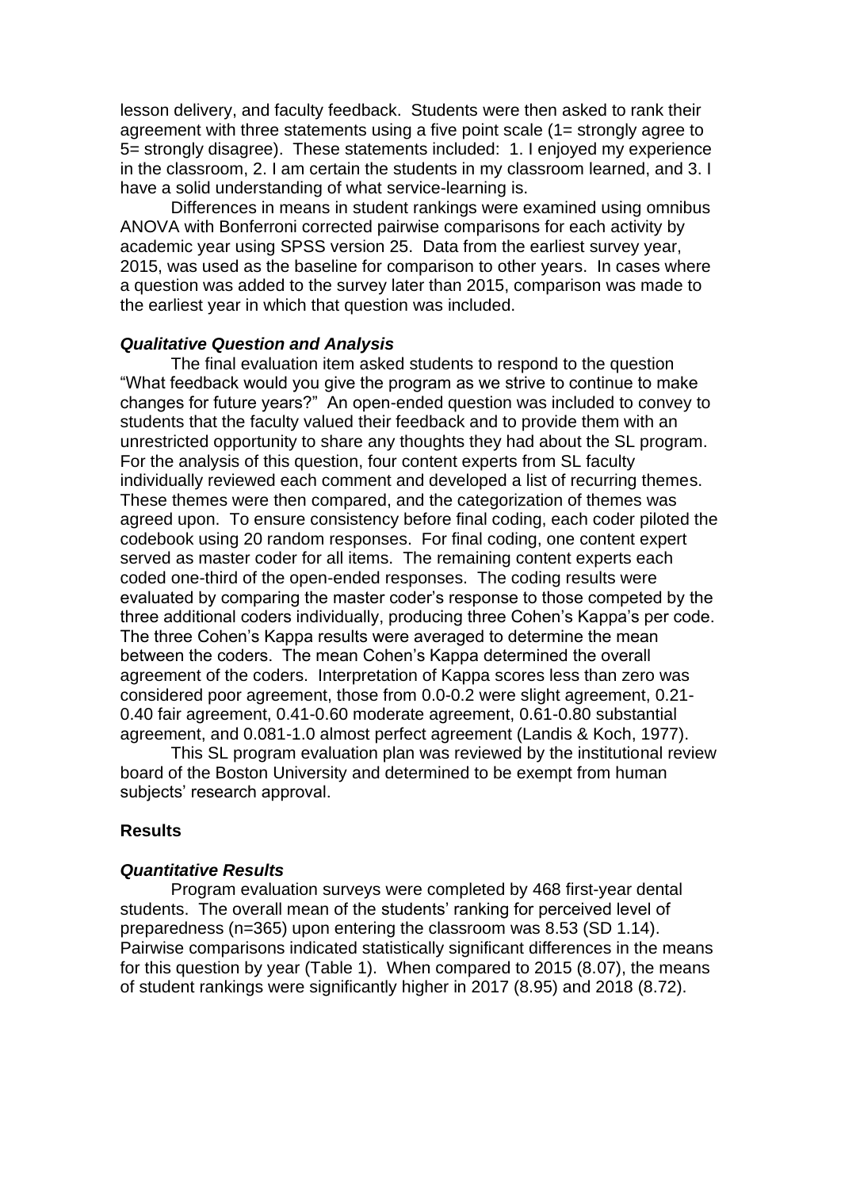lesson delivery, and faculty feedback. Students were then asked to rank their agreement with three statements using a five point scale (1= strongly agree to 5= strongly disagree). These statements included: 1. I enjoyed my experience in the classroom, 2. I am certain the students in my classroom learned, and 3. I have a solid understanding of what service-learning is.

Differences in means in student rankings were examined using omnibus ANOVA with Bonferroni corrected pairwise comparisons for each activity by academic year using SPSS version 25. Data from the earliest survey year, 2015, was used as the baseline for comparison to other years. In cases where a question was added to the survey later than 2015, comparison was made to the earliest year in which that question was included.

### *Qualitative Question and Analysis*

The final evaluation item asked students to respond to the question "What feedback would you give the program as we strive to continue to make changes for future years?" An open-ended question was included to convey to students that the faculty valued their feedback and to provide them with an unrestricted opportunity to share any thoughts they had about the SL program. For the analysis of this question, four content experts from SL faculty individually reviewed each comment and developed a list of recurring themes. These themes were then compared, and the categorization of themes was agreed upon. To ensure consistency before final coding, each coder piloted the codebook using 20 random responses. For final coding, one content expert served as master coder for all items. The remaining content experts each coded one-third of the open-ended responses. The coding results were evaluated by comparing the master coder's response to those competed by the three additional coders individually, producing three Cohen's Kappa's per code. The three Cohen's Kappa results were averaged to determine the mean between the coders. The mean Cohen's Kappa determined the overall agreement of the coders. Interpretation of Kappa scores less than zero was considered poor agreement, those from 0.0-0.2 were slight agreement, 0.21-0.40 fair agreement, 0.41-0.60 moderate agreement, 0.61-0.80 substantial agreement, and 0.081-1.0 almost perfect agreement (Landis & Koch, 1977).

This SL program evaluation plan was reviewed by the institutional review board of the Boston University and determined to be exempt from human subjects' research approval.

## Results

### *Quantitative Results*

Program evaluation surveys were completed by 468 first-year dental students. The overall mean of the students' ranking for perceived level of preparedness (n=365) upon entering the classroom was 8.53 (SD 1.14). Pairwise comparisons indicated statistically significant differences in the means for this question by year (Table 1). When compared to 2015 (8.07), the means of student rankings were significantly higher in 2017 (8.95) and 2018 (8.72).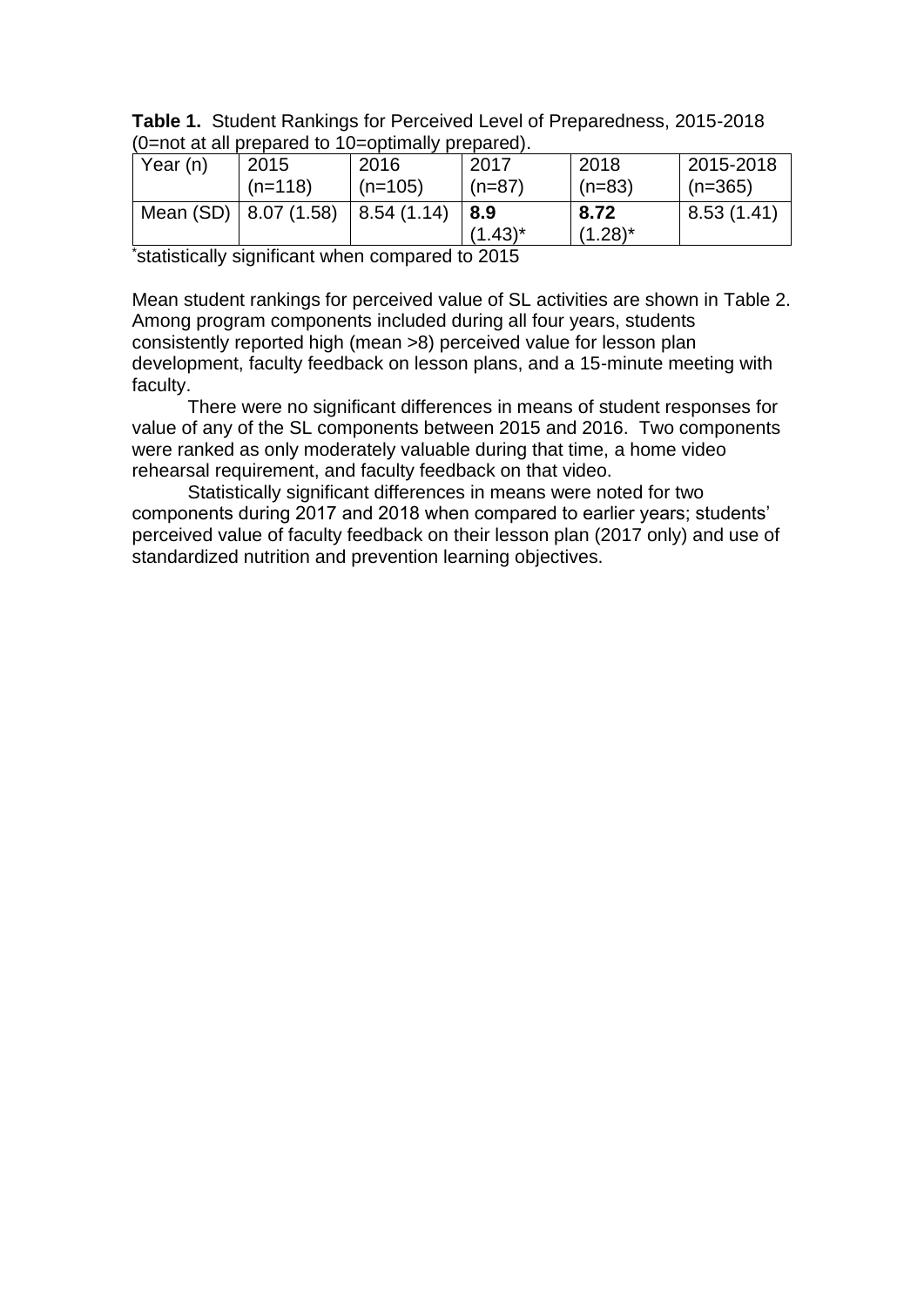**Table 1.** Student Rankings for Perceived Level of Preparedness, 2015-2018 (0=not at all prepared to 10=optimally prepared).

| Year (n) | 2015 (n=118) | 2016 (n=105) | 2017 (n=87) | 2018 (n=83) | 2015-2018 (n=365) |
|---|---|---|---|---|---|
| Mean (SD) | 8.07 (1.58) | 8.54 (1.14) | **8.9** (1.43)* | **8.72** (1.28)* | 8.53 (1.41) |

*statistically significant when compared to 2015

Mean student rankings for perceived value of SL activities are shown in Table 2. Among program components included during all four years, students consistently reported high (mean >8) perceived value for lesson plan development, faculty feedback on lesson plans, and a 15-minute meeting with faculty.

There were no significant differences in means of student responses for value of any of the SL components between 2015 and 2016. Two components were ranked as only moderately valuable during that time, a home video rehearsal requirement, and faculty feedback on that video.

Statistically significant differences in means were noted for two components during 2017 and 2018 when compared to earlier years; students' perceived value of faculty feedback on their lesson plan (2017 only) and use of standardized nutrition and prevention learning objectives.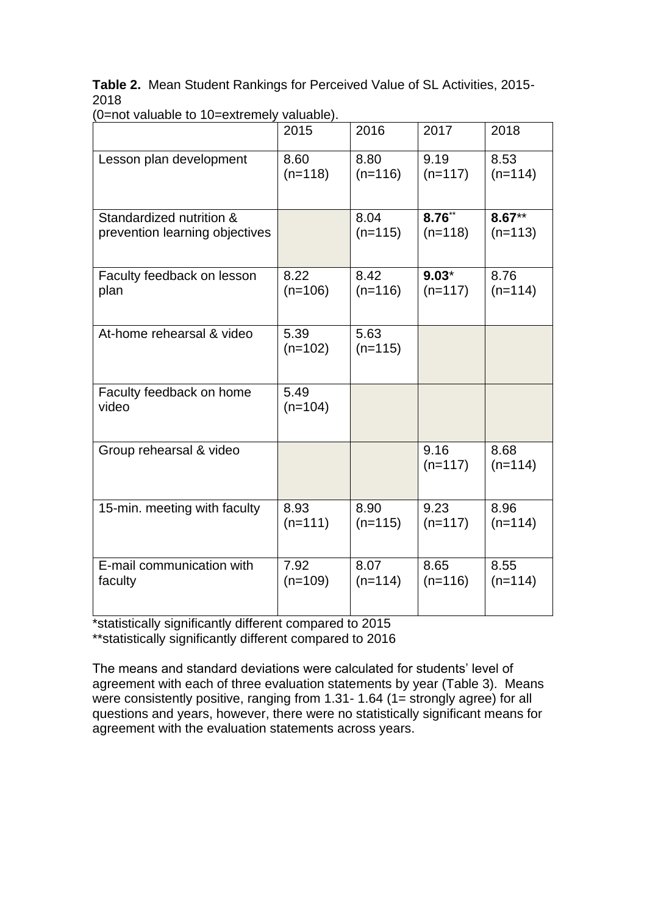**Table 2.** Mean Student Rankings for Perceived Value of SL Activities, 2015-2018 (0=not valuable to 10=extremely valuable).

| | 2015 | 2016 | 2017 | 2018 |
|---|---|---|---|---|
| Lesson plan development | 8.60 (n=118) | 8.80 (n=116) | 9.19 (n=117) | 8.53 (n=114) |
| Standardized nutrition & prevention learning objectives | | 8.04 (n=115) | **8.76**** (n=118) | **8.67**** (n=113) |
| Faculty feedback on lesson plan | 8.22 (n=106) | 8.42 (n=116) | **9.03*** (n=117) | 8.76 (n=114) |
| At-home rehearsal & video | 5.39 (n=102) | 5.63 (n=115) | | |
| Faculty feedback on home video | 5.49 (n=104) | | | |
| Group rehearsal & video | | | 9.16 (n=117) | 8.68 (n=114) |
| 15-min. meeting with faculty | 8.93 (n=111) | 8.90 (n=115) | 9.23 (n=117) | 8.96 (n=114) |
| E-mail communication with faculty | 7.92 (n=109) | 8.07 (n=114) | 8.65 (n=116) | 8.55 (n=114) |

*statistically significantly different compared to 2015
**statistically significantly different compared to 2016

The means and standard deviations were calculated for students' level of agreement with each of three evaluation statements by year (Table 3). Means were consistently positive, ranging from 1.31- 1.64 (1= strongly agree) for all questions and years, however, there were no statistically significant means for agreement with the evaluation statements across years.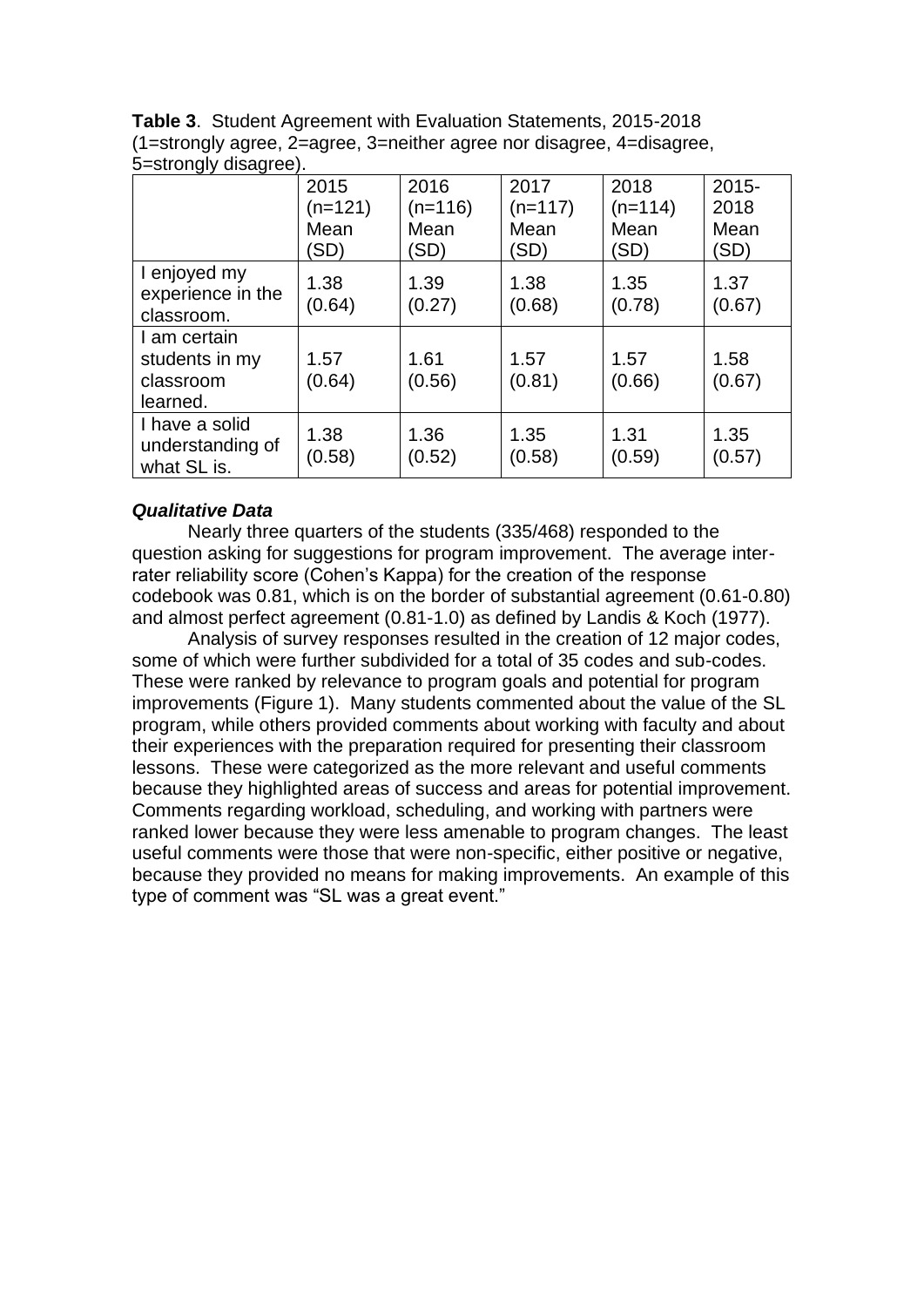**Table 3**. Student Agreement with Evaluation Statements, 2015-2018 (1=strongly agree, 2=agree, 3=neither agree nor disagree, 4=disagree, 5=strongly disagree).

| | 2015 (n=121) Mean (SD) | 2016 (n=116) Mean (SD) | 2017 (n=117) Mean (SD) | 2018 (n=114) Mean (SD) | 2015-2018 Mean (SD) |
|---|---|---|---|---|---|
| I enjoyed my experience in the classroom. | 1.38 (0.64) | 1.39 (0.27) | 1.38 (0.68) | 1.35 (0.78) | 1.37 (0.67) |
| I am certain students in my classroom learned. | 1.57 (0.64) | 1.61 (0.56) | 1.57 (0.81) | 1.57 (0.66) | 1.58 (0.67) |
| I have a solid understanding of what SL is. | 1.38 (0.58) | 1.36 (0.52) | 1.35 (0.58) | 1.31 (0.59) | 1.35 (0.57) |

***Qualitative Data***

Nearly three quarters of the students (335/468) responded to the question asking for suggestions for program improvement. The average inter-rater reliability score (Cohen's Kappa) for the creation of the response codebook was 0.81, which is on the border of substantial agreement (0.61-0.80) and almost perfect agreement (0.81-1.0) as defined by Landis & Koch (1977).

Analysis of survey responses resulted in the creation of 12 major codes, some of which were further subdivided for a total of 35 codes and sub-codes. These were ranked by relevance to program goals and potential for program improvements (Figure 1). Many students commented about the value of the SL program, while others provided comments about working with faculty and about their experiences with the preparation required for presenting their classroom lessons. These were categorized as the more relevant and useful comments because they highlighted areas of success and areas for potential improvement. Comments regarding workload, scheduling, and working with partners were ranked lower because they were less amenable to program changes. The least useful comments were those that were non-specific, either positive or negative, because they provided no means for making improvements. An example of this type of comment was "SL was a great event."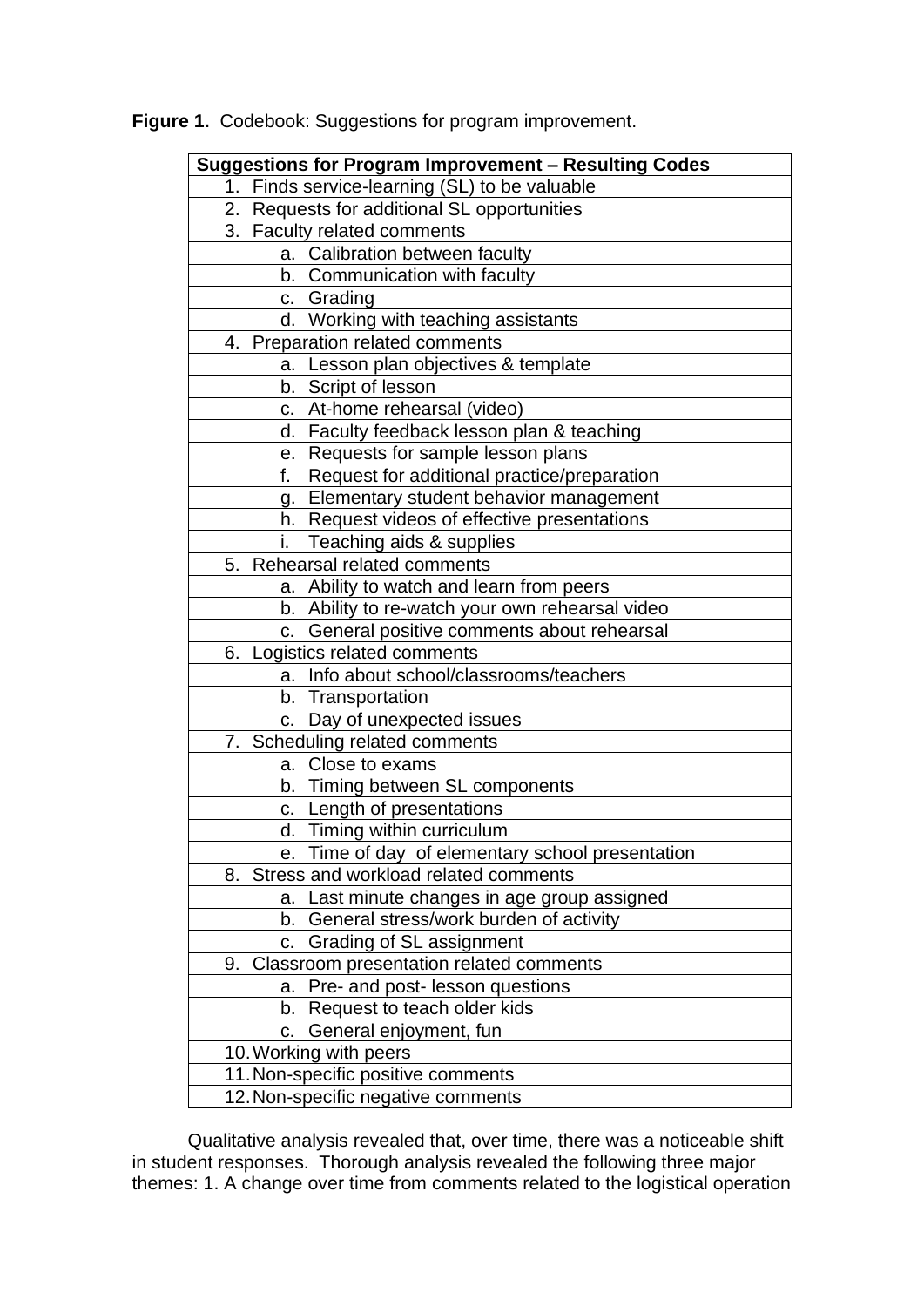**Figure 1.** Codebook: Suggestions for program improvement.

| **Suggestions for Program Improvement – Resulting Codes** |
|---|
| 1. Finds service-learning (SL) to be valuable |
| 2. Requests for additional SL opportunities |
| 3. Faculty related comments |
| a. Calibration between faculty |
| b. Communication with faculty |
| c. Grading |
| d. Working with teaching assistants |
| 4. Preparation related comments |
| a. Lesson plan objectives & template |
| b. Script of lesson |
| c. At-home rehearsal (video) |
| d. Faculty feedback lesson plan & teaching |
| e. Requests for sample lesson plans |
| f. Request for additional practice/preparation |
| g. Elementary student behavior management |
| h. Request videos of effective presentations |
| i. Teaching aids & supplies |
| 5. Rehearsal related comments |
| a. Ability to watch and learn from peers |
| b. Ability to re-watch your own rehearsal video |
| c. General positive comments about rehearsal |
| 6. Logistics related comments |
| a. Info about school/classrooms/teachers |
| b. Transportation |
| c. Day of unexpected issues |
| 7. Scheduling related comments |
| a. Close to exams |
| b. Timing between SL components |
| c. Length of presentations |
| d. Timing within curriculum |
| e. Time of day of elementary school presentation |
| 8. Stress and workload related comments |
| a. Last minute changes in age group assigned |
| b. General stress/work burden of activity |
| c. Grading of SL assignment |
| 9. Classroom presentation related comments |
| a. Pre- and post- lesson questions |
| b. Request to teach older kids |
| c. General enjoyment, fun |
| 10. Working with peers |
| 11. Non-specific positive comments |
| 12. Non-specific negative comments |

Qualitative analysis revealed that, over time, there was a noticeable shift in student responses. Thorough analysis revealed the following three major themes: 1. A change over time from comments related to the logistical operation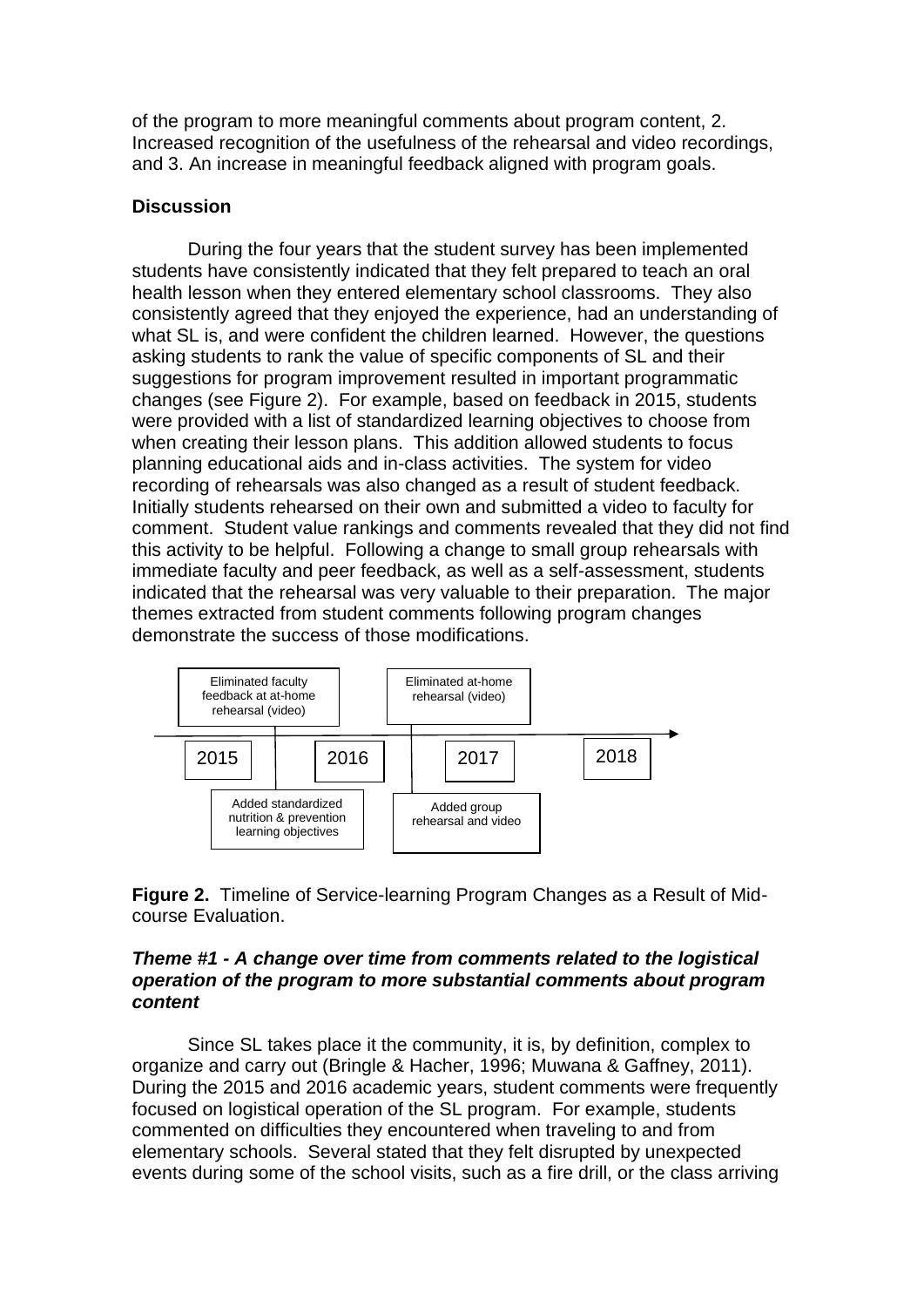of the program to more meaningful comments about program content, 2. Increased recognition of the usefulness of the rehearsal and video recordings, and 3. An increase in meaningful feedback aligned with program goals.

**Discussion**

During the four years that the student survey has been implemented students have consistently indicated that they felt prepared to teach an oral health lesson when they entered elementary school classrooms. They also consistently agreed that they enjoyed the experience, had an understanding of what SL is, and were confident the children learned. However, the questions asking students to rank the value of specific components of SL and their suggestions for program improvement resulted in important programmatic changes (see Figure 2). For example, based on feedback in 2015, students were provided with a list of standardized learning objectives to choose from when creating their lesson plans. This addition allowed students to focus planning educational aids and in-class activities. The system for video recording of rehearsals was also changed as a result of student feedback. Initially students rehearsed on their own and submitted a video to faculty for comment. Student value rankings and comments revealed that they did not find this activity to be helpful. Following a change to small group rehearsals with immediate faculty and peer feedback, as well as a self-assessment, students indicated that the rehearsal was very valuable to their preparation. The major themes extracted from student comments following program changes demonstrate the success of those modifications.

Eliminated faculty feedback at at-home rehearsal (video)

Eliminated at-home rehearsal (video)

2015 | 2016 | 2017 | 2018

Added standardized nutrition & prevention learning objectives

Added group rehearsal and video

**Figure 2.** Timeline of Service-learning Program Changes as a Result of Mid-course Evaluation.

### ***Theme #1 - A change over time from comments related to the logistical operation of the program to more substantial comments about program content***

Since SL takes place it the community, it is, by definition, complex to organize and carry out (Bringle & Hacher, 1996; Muwana & Gaffney, 2011). During the 2015 and 2016 academic years, student comments were frequently focused on logistical operation of the SL program. For example, students commented on difficulties they encountered when traveling to and from elementary schools. Several stated that they felt disrupted by unexpected events during some of the school visits, such as a fire drill, or the class arriving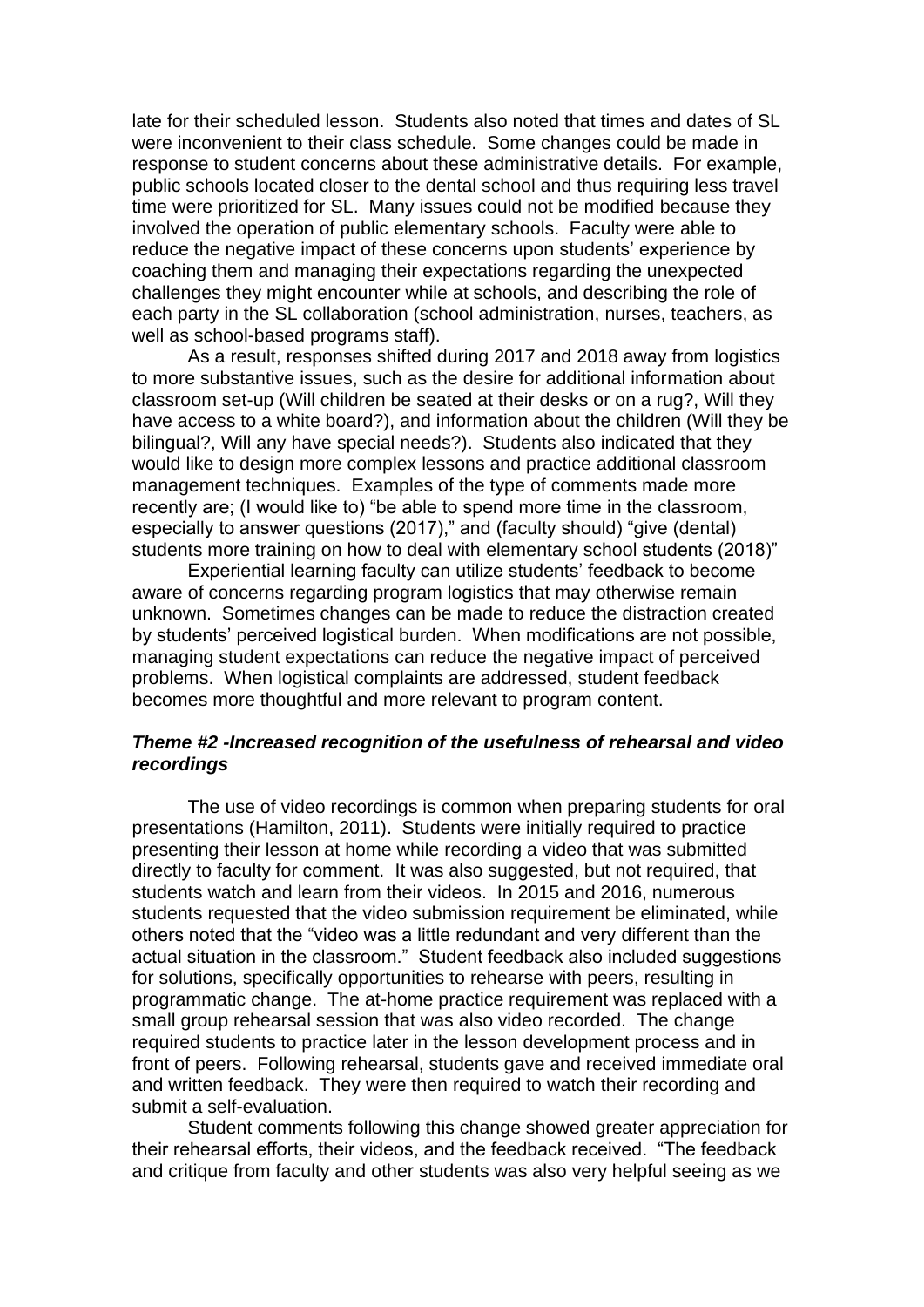late for their scheduled lesson. Students also noted that times and dates of SL were inconvenient to their class schedule. Some changes could be made in response to student concerns about these administrative details. For example, public schools located closer to the dental school and thus requiring less travel time were prioritized for SL. Many issues could not be modified because they involved the operation of public elementary schools. Faculty were able to reduce the negative impact of these concerns upon students' experience by coaching them and managing their expectations regarding the unexpected challenges they might encounter while at schools, and describing the role of each party in the SL collaboration (school administration, nurses, teachers, as well as school-based programs staff).

As a result, responses shifted during 2017 and 2018 away from logistics to more substantive issues, such as the desire for additional information about classroom set-up (Will children be seated at their desks or on a rug?, Will they have access to a white board?), and information about the children (Will they be bilingual?, Will any have special needs?). Students also indicated that they would like to design more complex lessons and practice additional classroom management techniques. Examples of the type of comments made more recently are; (I would like to) "be able to spend more time in the classroom, especially to answer questions (2017)," and (faculty should) "give (dental) students more training on how to deal with elementary school students (2018)"

Experiential learning faculty can utilize students' feedback to become aware of concerns regarding program logistics that may otherwise remain unknown. Sometimes changes can be made to reduce the distraction created by students' perceived logistical burden. When modifications are not possible, managing student expectations can reduce the negative impact of perceived problems. When logistical complaints are addressed, student feedback becomes more thoughtful and more relevant to program content.

### *Theme #2 -Increased recognition of the usefulness of rehearsal and video recordings*

The use of video recordings is common when preparing students for oral presentations (Hamilton, 2011). Students were initially required to practice presenting their lesson at home while recording a video that was submitted directly to faculty for comment. It was also suggested, but not required, that students watch and learn from their videos. In 2015 and 2016, numerous students requested that the video submission requirement be eliminated, while others noted that the "video was a little redundant and very different than the actual situation in the classroom." Student feedback also included suggestions for solutions, specifically opportunities to rehearse with peers, resulting in programmatic change. The at-home practice requirement was replaced with a small group rehearsal session that was also video recorded. The change required students to practice later in the lesson development process and in front of peers. Following rehearsal, students gave and received immediate oral and written feedback. They were then required to watch their recording and submit a self-evaluation.

Student comments following this change showed greater appreciation for their rehearsal efforts, their videos, and the feedback received. "The feedback and critique from faculty and other students was also very helpful seeing as we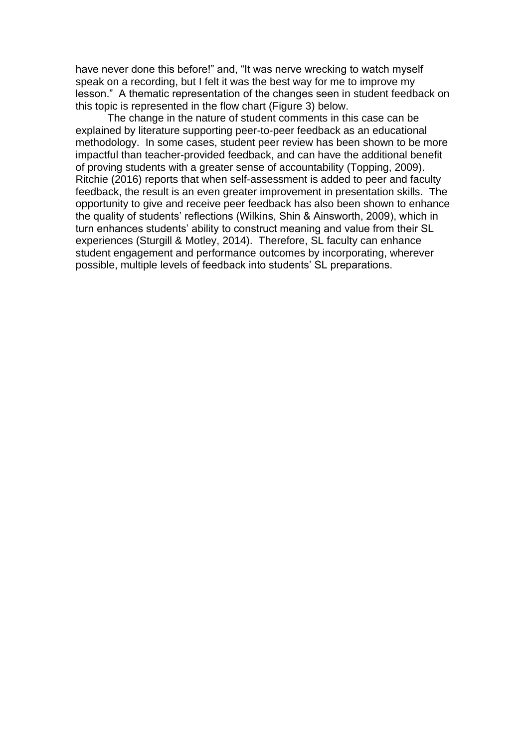have never done this before!" and, "It was nerve wrecking to watch myself speak on a recording, but I felt it was the best way for me to improve my lesson." A thematic representation of the changes seen in student feedback on this topic is represented in the flow chart (Figure 3) below.

The change in the nature of student comments in this case can be explained by literature supporting peer-to-peer feedback as an educational methodology. In some cases, student peer review has been shown to be more impactful than teacher-provided feedback, and can have the additional benefit of proving students with a greater sense of accountability (Topping, 2009). Ritchie (2016) reports that when self-assessment is added to peer and faculty feedback, the result is an even greater improvement in presentation skills. The opportunity to give and receive peer feedback has also been shown to enhance the quality of students' reflections (Wilkins, Shin & Ainsworth, 2009), which in turn enhances students' ability to construct meaning and value from their SL experiences (Sturgill & Motley, 2014). Therefore, SL faculty can enhance student engagement and performance outcomes by incorporating, wherever possible, multiple levels of feedback into students' SL preparations.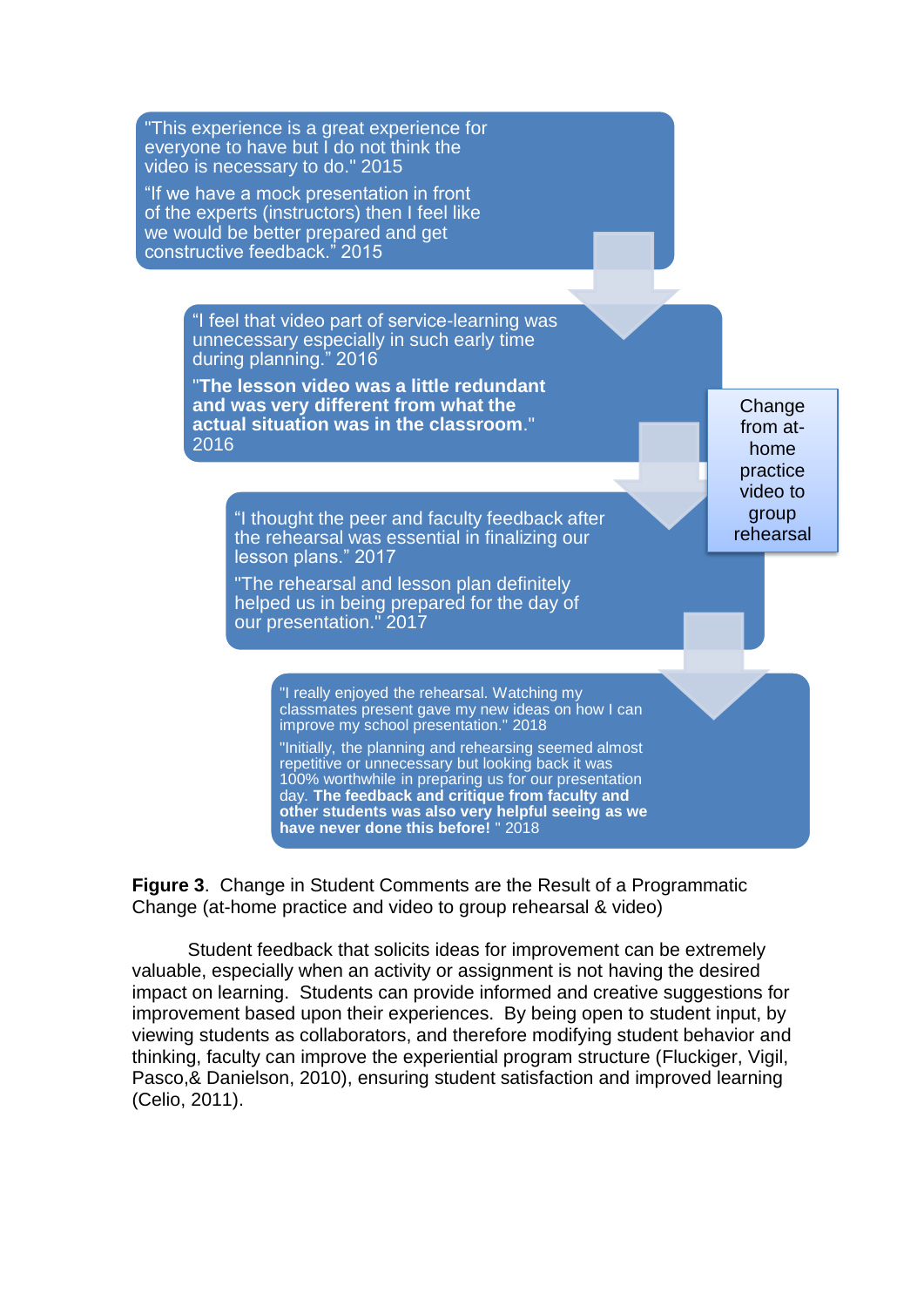"This experience is a great experience for everyone to have but I do not think the video is necessary to do." 2015

"If we have a mock presentation in front of the experts (instructors) then I feel like we would be better prepared and get constructive feedback." 2015

"I feel that video part of service-learning was unnecessary especially in such early time during planning." 2016

"**The lesson video was a little redundant and was very different from what the actual situation was in the classroom**." 2016

"I thought the peer and faculty feedback after the rehearsal was essential in finalizing our lesson plans." 2017

"The rehearsal and lesson plan definitely helped us in being prepared for the day of our presentation." 2017

"I really enjoyed the rehearsal. Watching my classmates present gave my new ideas on how I can improve my school presentation." 2018

"Initially, the planning and rehearsing seemed almost repetitive or unnecessary but looking back it was 100% worthwhile in preparing us for our presentation day. **The feedback and critique from faculty and other students was also very helpful seeing as we have never done this before!** " 2018

Change from at-home practice video to group rehearsal

**Figure 3**. Change in Student Comments are the Result of a Programmatic Change (at-home practice and video to group rehearsal & video)

Student feedback that solicits ideas for improvement can be extremely valuable, especially when an activity or assignment is not having the desired impact on learning. Students can provide informed and creative suggestions for improvement based upon their experiences. By being open to student input, by viewing students as collaborators, and therefore modifying student behavior and thinking, faculty can improve the experiential program structure (Fluckiger, Vigil, Pasco,& Danielson, 2010), ensuring student satisfaction and improved learning (Celio, 2011).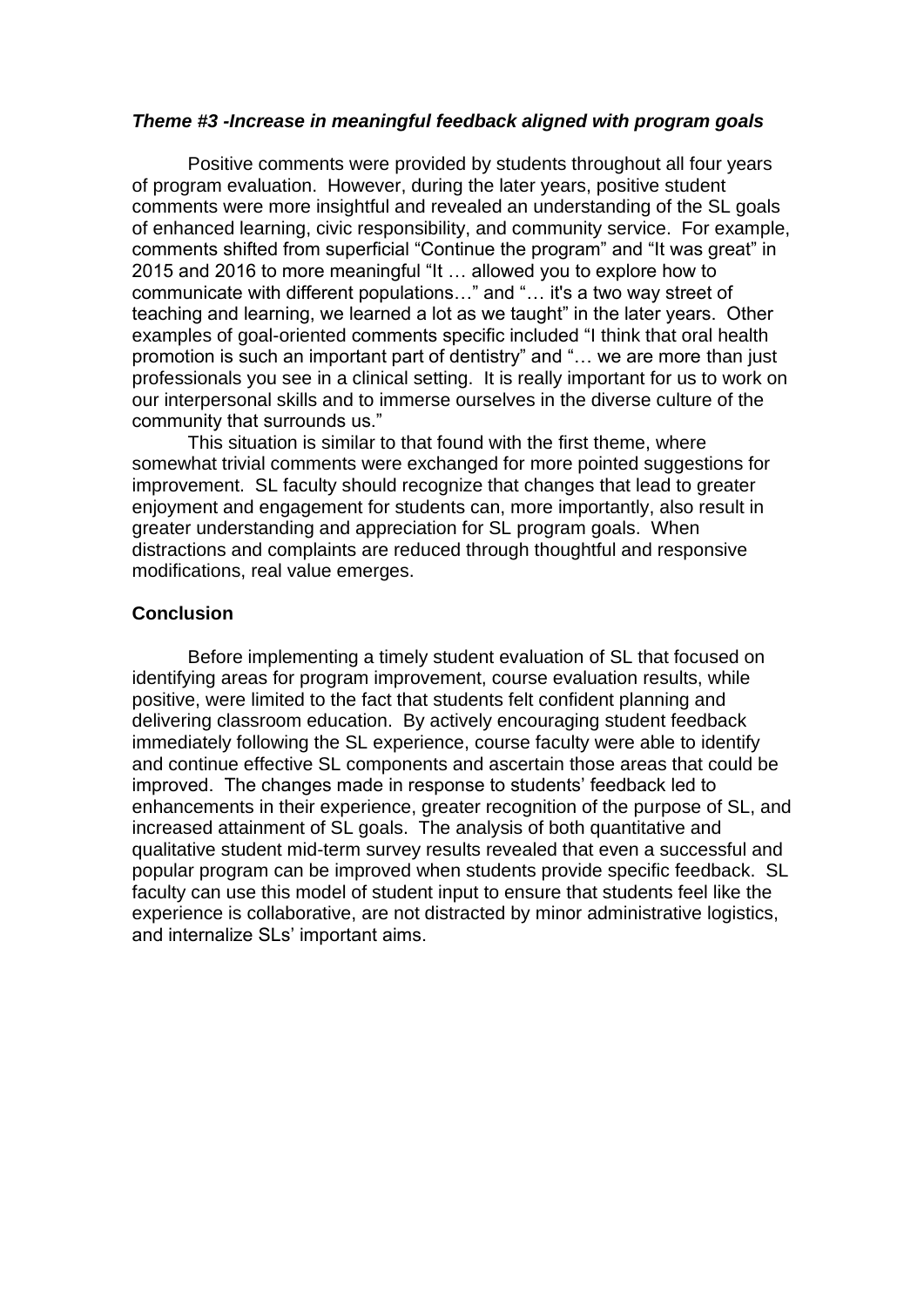***Theme #3 -Increase in meaningful feedback aligned with program goals***

Positive comments were provided by students throughout all four years of program evaluation. However, during the later years, positive student comments were more insightful and revealed an understanding of the SL goals of enhanced learning, civic responsibility, and community service. For example, comments shifted from superficial “Continue the program” and “It was great” in 2015 and 2016 to more meaningful “It … allowed you to explore how to communicate with different populations…” and “… it's a two way street of teaching and learning, we learned a lot as we taught” in the later years. Other examples of goal-oriented comments specific included “I think that oral health promotion is such an important part of dentistry” and “… we are more than just professionals you see in a clinical setting. It is really important for us to work on our interpersonal skills and to immerse ourselves in the diverse culture of the community that surrounds us.”

This situation is similar to that found with the first theme, where somewhat trivial comments were exchanged for more pointed suggestions for improvement. SL faculty should recognize that changes that lead to greater enjoyment and engagement for students can, more importantly, also result in greater understanding and appreciation for SL program goals. When distractions and complaints are reduced through thoughtful and responsive modifications, real value emerges.

**Conclusion**

Before implementing a timely student evaluation of SL that focused on identifying areas for program improvement, course evaluation results, while positive, were limited to the fact that students felt confident planning and delivering classroom education. By actively encouraging student feedback immediately following the SL experience, course faculty were able to identify and continue effective SL components and ascertain those areas that could be improved. The changes made in response to students’ feedback led to enhancements in their experience, greater recognition of the purpose of SL, and increased attainment of SL goals. The analysis of both quantitative and qualitative student mid-term survey results revealed that even a successful and popular program can be improved when students provide specific feedback. SL faculty can use this model of student input to ensure that students feel like the experience is collaborative, are not distracted by minor administrative logistics, and internalize SLs’ important aims.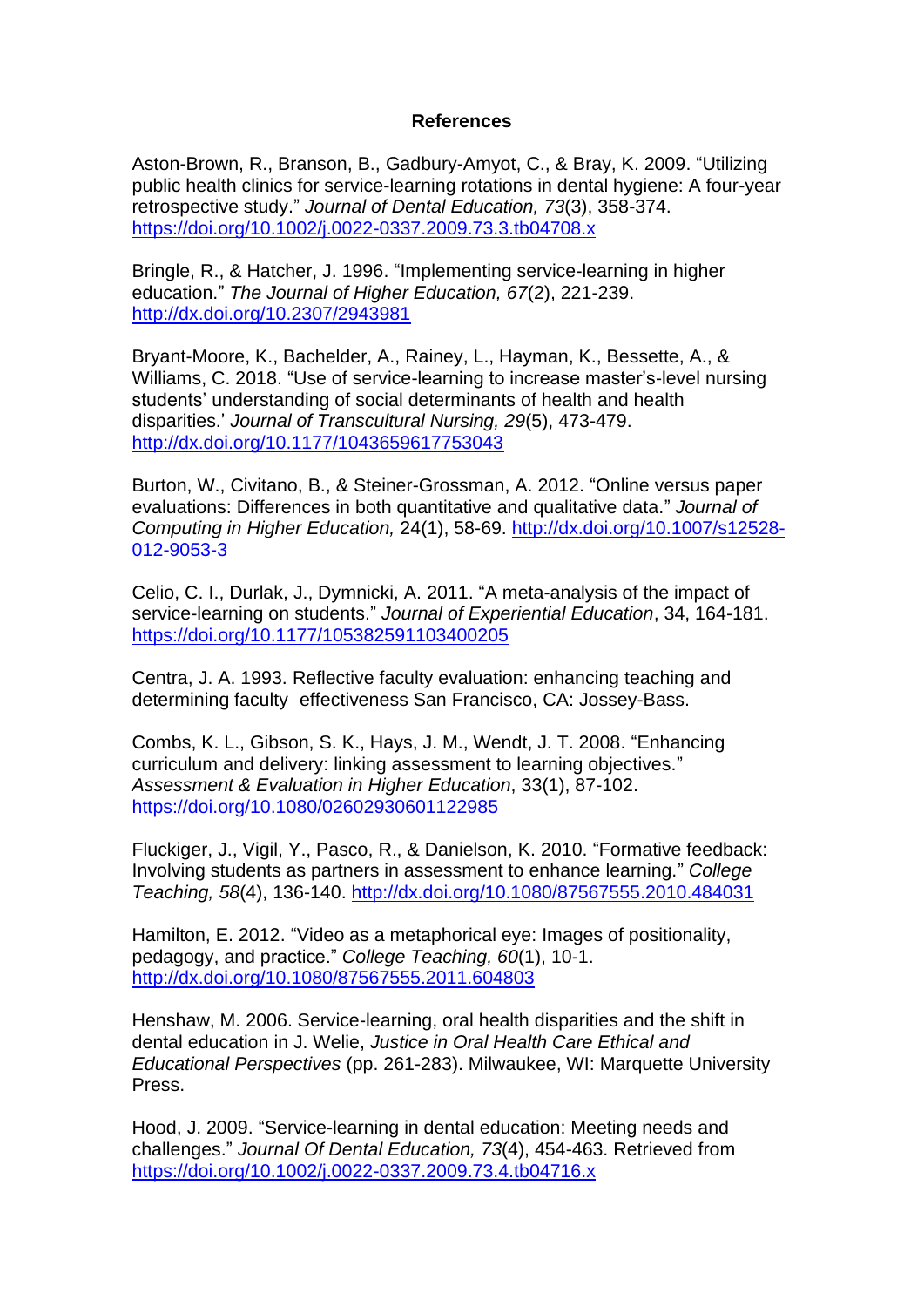**References**

Aston-Brown, R., Branson, B., Gadbury-Amyot, C., & Bray, K. 2009. "Utilizing public health clinics for service-learning rotations in dental hygiene: A four-year retrospective study." *Journal of Dental Education, 73*(3), 358-374. https://doi.org/10.1002/j.0022-0337.2009.73.3.tb04708.x

Bringle, R., & Hatcher, J. 1996. "Implementing service-learning in higher education." *The Journal of Higher Education, 67*(2), 221-239. http://dx.doi.org/10.2307/2943981

Bryant-Moore, K., Bachelder, A., Rainey, L., Hayman, K., Bessette, A., & Williams, C. 2018. "Use of service-learning to increase master's-level nursing students' understanding of social determinants of health and health disparities.' *Journal of Transcultural Nursing, 29*(5), 473-479. http://dx.doi.org/10.1177/1043659617753043

Burton, W., Civitano, B., & Steiner-Grossman, A. 2012. "Online versus paper evaluations: Differences in both quantitative and qualitative data." *Journal of Computing in Higher Education,* 24(1), 58-69. http://dx.doi.org/10.1007/s12528-012-9053-3

Celio, C. I., Durlak, J., Dymnicki, A. 2011. "A meta-analysis of the impact of service-learning on students." *Journal of Experiential Education*, 34, 164-181. https://doi.org/10.1177/105382591103400205

Centra, J. A. 1993. Reflective faculty evaluation: enhancing teaching and determining faculty effectiveness San Francisco, CA: Jossey-Bass.

Combs, K. L., Gibson, S. K., Hays, J. M., Wendt, J. T. 2008. "Enhancing curriculum and delivery: linking assessment to learning objectives." *Assessment & Evaluation in Higher Education*, 33(1), 87-102. https://doi.org/10.1080/02602930601122985

Fluckiger, J., Vigil, Y., Pasco, R., & Danielson, K. 2010. "Formative feedback: Involving students as partners in assessment to enhance learning." *College Teaching, 58*(4), 136-140. http://dx.doi.org/10.1080/87567555.2010.484031

Hamilton, E. 2012. "Video as a metaphorical eye: Images of positionality, pedagogy, and practice." *College Teaching, 60*(1), 10-1. http://dx.doi.org/10.1080/87567555.2011.604803

Henshaw, M. 2006. Service-learning, oral health disparities and the shift in dental education in J. Welie, *Justice in Oral Health Care Ethical and Educational Perspectives* (pp. 261-283). Milwaukee, WI: Marquette University Press.

Hood, J. 2009. "Service-learning in dental education: Meeting needs and challenges." *Journal Of Dental Education, 73*(4), 454-463. Retrieved from https://doi.org/10.1002/j.0022-0337.2009.73.4.tb04716.x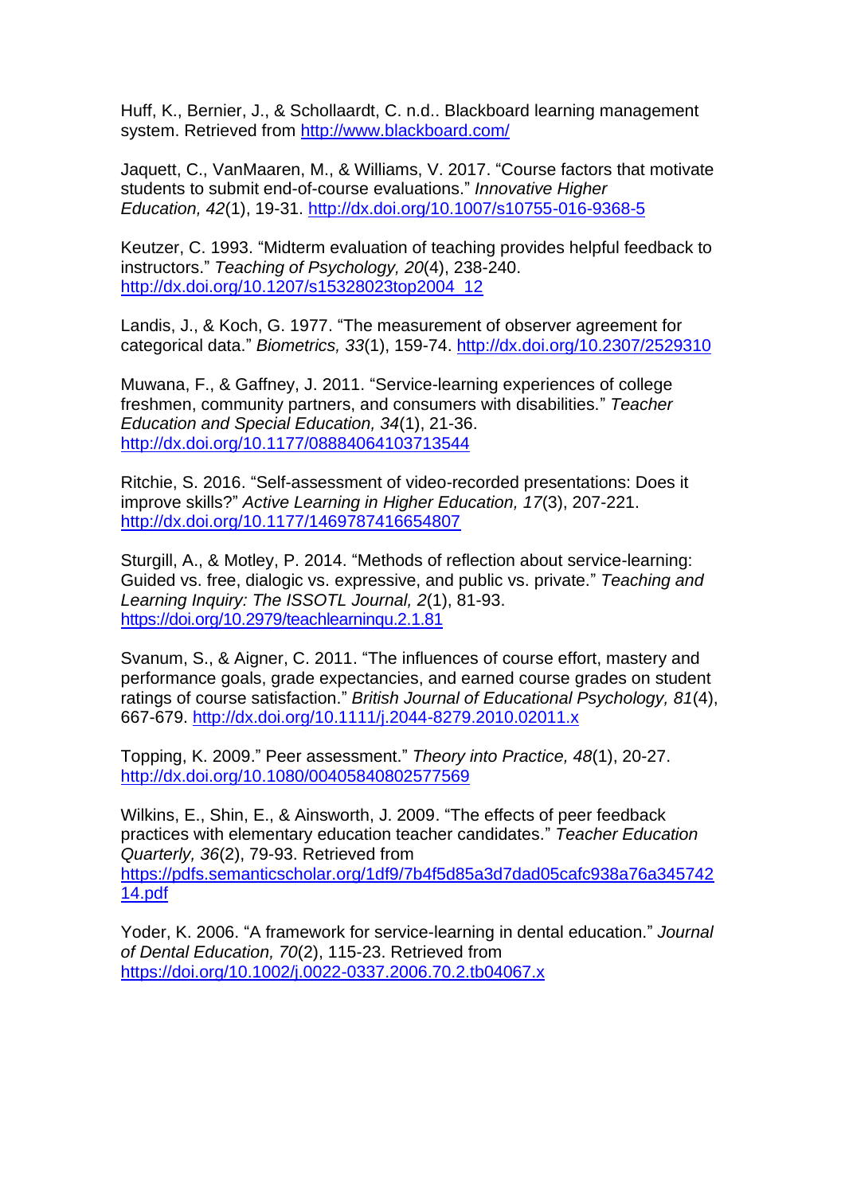Huff, K., Bernier, J., & Schollaardt, C. n.d.. Blackboard learning management system. Retrieved from http://www.blackboard.com/

Jaquett, C., VanMaaren, M., & Williams, V. 2017. “Course factors that motivate students to submit end-of-course evaluations.” *Innovative Higher Education, 42*(1), 19-31. http://dx.doi.org/10.1007/s10755-016-9368-5

Keutzer, C. 1993. “Midterm evaluation of teaching provides helpful feedback to instructors.” *Teaching of Psychology, 20*(4), 238-240. http://dx.doi.org/10.1207/s15328023top2004_12

Landis, J., & Koch, G. 1977. “The measurement of observer agreement for categorical data.” *Biometrics, 33*(1), 159-74. http://dx.doi.org/10.2307/2529310

Muwana, F., & Gaffney, J. 2011. “Service-learning experiences of college freshmen, community partners, and consumers with disabilities.” *Teacher Education and Special Education, 34*(1), 21-36. http://dx.doi.org/10.1177/08884064103713544

Ritchie, S. 2016. “Self-assessment of video-recorded presentations: Does it improve skills?” *Active Learning in Higher Education, 17*(3), 207-221. http://dx.doi.org/10.1177/1469787416654807

Sturgill, A., & Motley, P. 2014. “Methods of reflection about service-learning: Guided vs. free, dialogic vs. expressive, and public vs. private.” *Teaching and Learning Inquiry: The ISSOTL Journal, 2*(1), 81-93. https://doi.org/10.2979/teachlearninqu.2.1.81

Svanum, S., & Aigner, C. 2011. “The influences of course effort, mastery and performance goals, grade expectancies, and earned course grades on student ratings of course satisfaction.” *British Journal of Educational Psychology, 81*(4), 667-679. http://dx.doi.org/10.1111/j.2044-8279.2010.02011.x

Topping, K. 2009.” Peer assessment.” *Theory into Practice, 48*(1), 20-27. http://dx.doi.org/10.1080/00405840802577569

Wilkins, E., Shin, E., & Ainsworth, J. 2009. “The effects of peer feedback practices with elementary education teacher candidates.” *Teacher Education Quarterly, 36*(2), 79-93. Retrieved from https://pdfs.semanticscholar.org/1df9/7b4f5d85a3d7dad05cafc938a76a34574214.pdf

Yoder, K. 2006. “A framework for service-learning in dental education.” *Journal of Dental Education, 70*(2), 115-23. Retrieved from https://doi.org/10.1002/j.0022-0337.2006.70.2.tb04067.x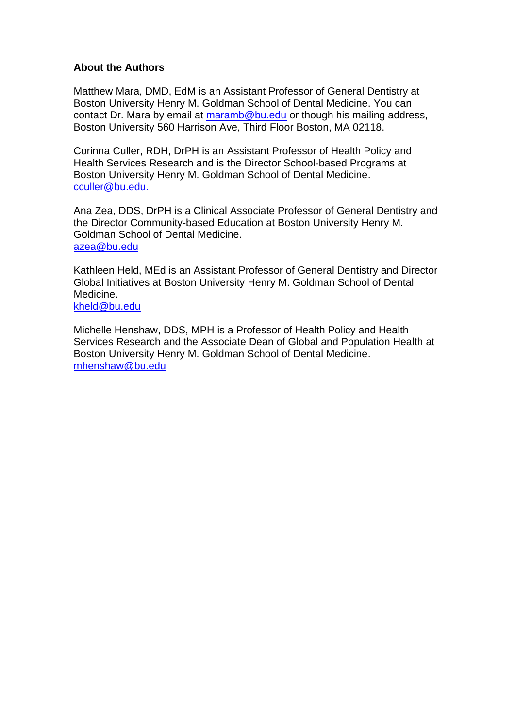**About the Authors**

Matthew Mara, DMD, EdM is an Assistant Professor of General Dentistry at Boston University Henry M. Goldman School of Dental Medicine. You can contact Dr. Mara by email at maramb@bu.edu or though his mailing address, Boston University 560 Harrison Ave, Third Floor Boston, MA 02118.

Corinna Culler, RDH, DrPH is an Assistant Professor of Health Policy and Health Services Research and is the Director School-based Programs at Boston University Henry M. Goldman School of Dental Medicine.
cculler@bu.edu.

Ana Zea, DDS, DrPH is a Clinical Associate Professor of General Dentistry and the Director Community-based Education at Boston University Henry M. Goldman School of Dental Medicine.
azea@bu.edu

Kathleen Held, MEd is an Assistant Professor of General Dentistry and Director Global Initiatives at Boston University Henry M. Goldman School of Dental Medicine.
kheld@bu.edu

Michelle Henshaw, DDS, MPH is a Professor of Health Policy and Health Services Research and the Associate Dean of Global and Population Health at Boston University Henry M. Goldman School of Dental Medicine.
mhenshaw@bu.edu